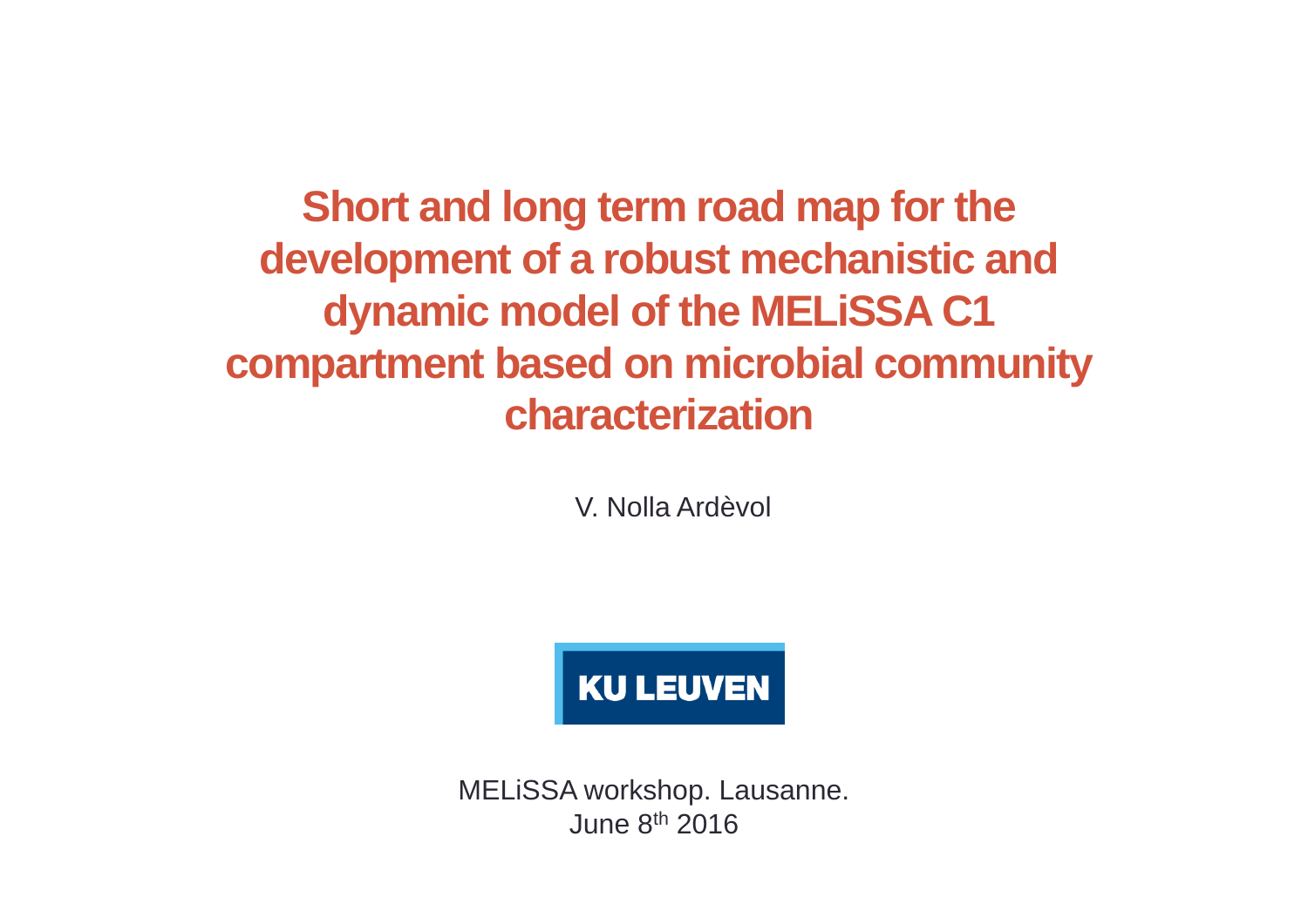# Short and long term road map for the development of a robust mechanistic and dynamic model of the MELiSSA C1 compartment based on microbial community characterization

V. Nolla Ardèvol

KU LEUVEN

MELiSSA workshop. Lausanne.
June 8th 2016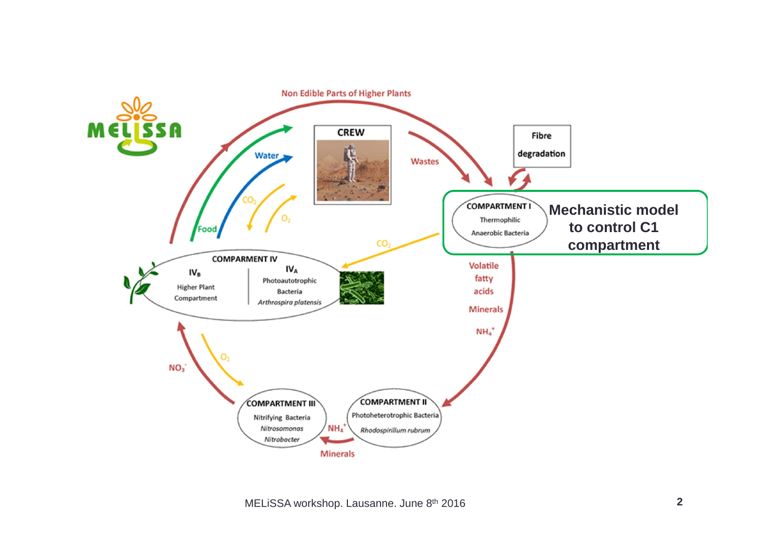MELiSSA

Non Edible Parts of Higher Plants

CREW

Wastes

Fibre degradation

Water

Food

$CO_2$

$O_2$

COMPARTMENT I
Thermophilic
Anaerobic Bacteria

**Mechanistic model to control C1 compartment**

$CO_2$

COMPARMENT IV

$IV_B$
Higher Plant Compartment

$IV_A$
Photoautotrophic Bacteria
*Arthrospira platensis*

Volatile fatty acids

Minerals

$NH_4^+$

$NO_3^-$

$O_2$

COMPARTMENT III
Nitrifying Bacteria
*Nitrosomonas*
*Nitrobacter*

$NH_4^+$

Minerals

COMPARTMENT II
Photoheterotrophic Bacteria
*Rhodospirillum rubrum*

MELiSSA workshop. Lausanne. June 8th 2016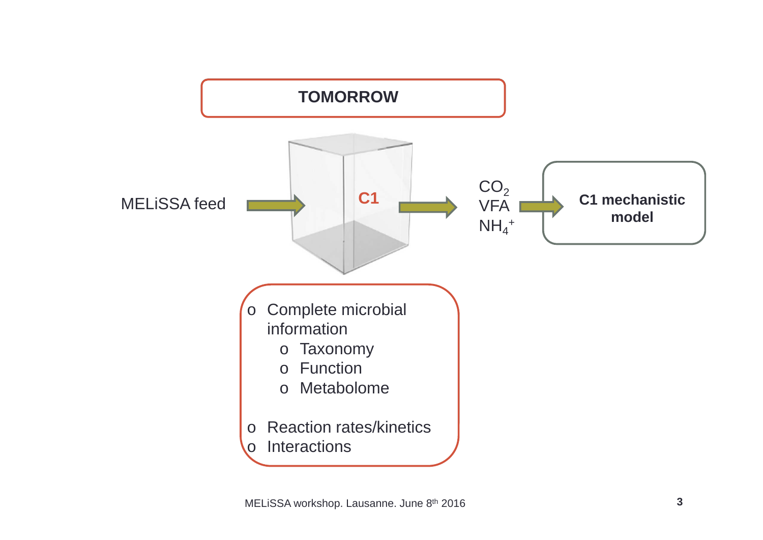# TOMORROW

MELiSSA feed → **C1** → $CO_2$, VFA, $NH_4^+$ → **C1 mechanistic model**

- Complete microbial information
  - Taxonomy
  - Function
  - Metabolome
- Reaction rates/kinetics
- Interactions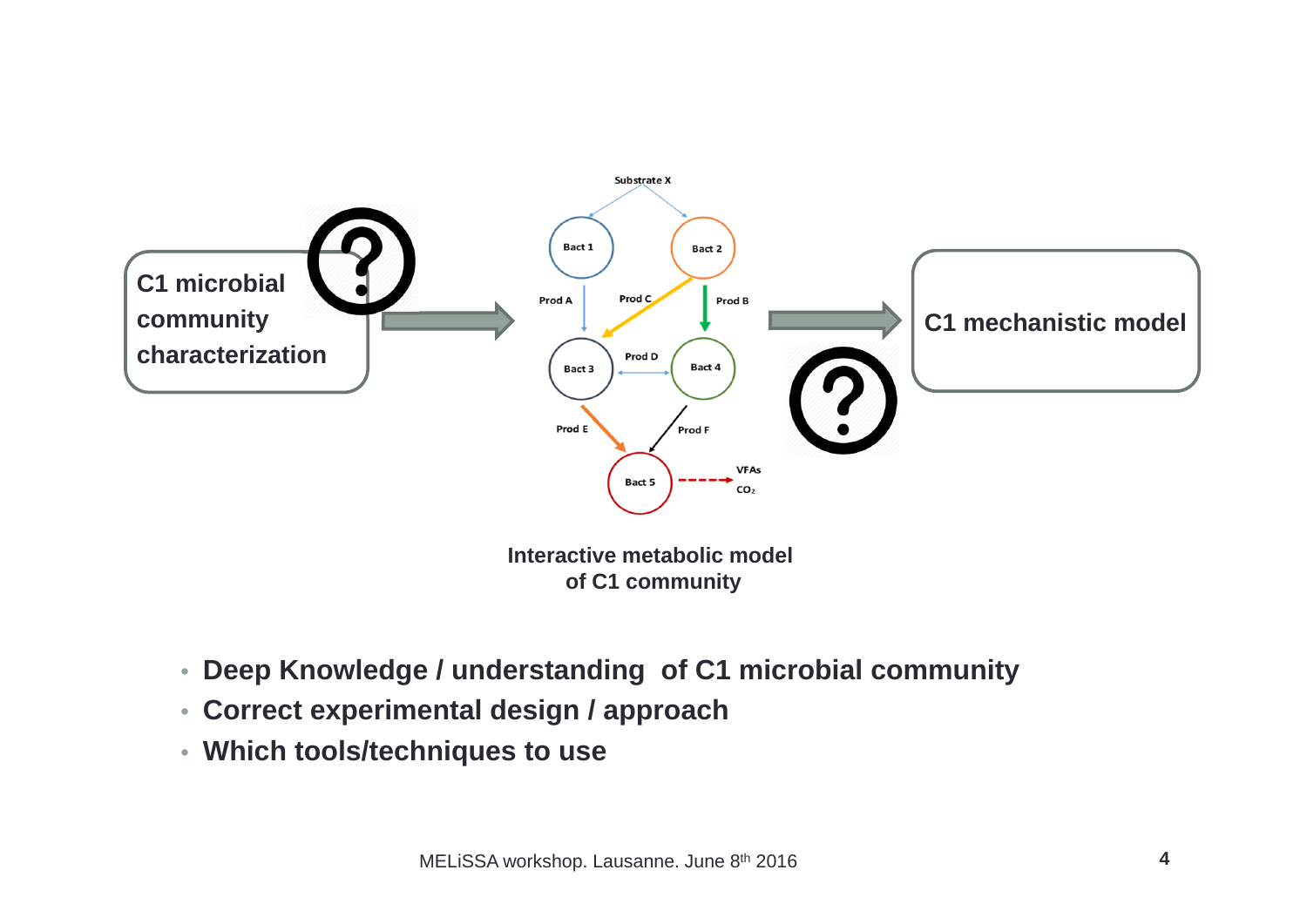C1 microbial community characterization

Substrate X

Bact 1

Bact 2

Prod A

Prod C

Prod B

Bact 3

Prod D

Bact 4

Prod E

Prod F

Bact 5

VFAs

$CO_2$

C1 mechanistic model

**Interactive metabolic model of C1 community**

- **Deep Knowledge / understanding of C1 microbial community**
- **Correct experimental design / approach**
- **Which tools/techniques to use**

MELiSSA workshop. Lausanne. June 8th 2016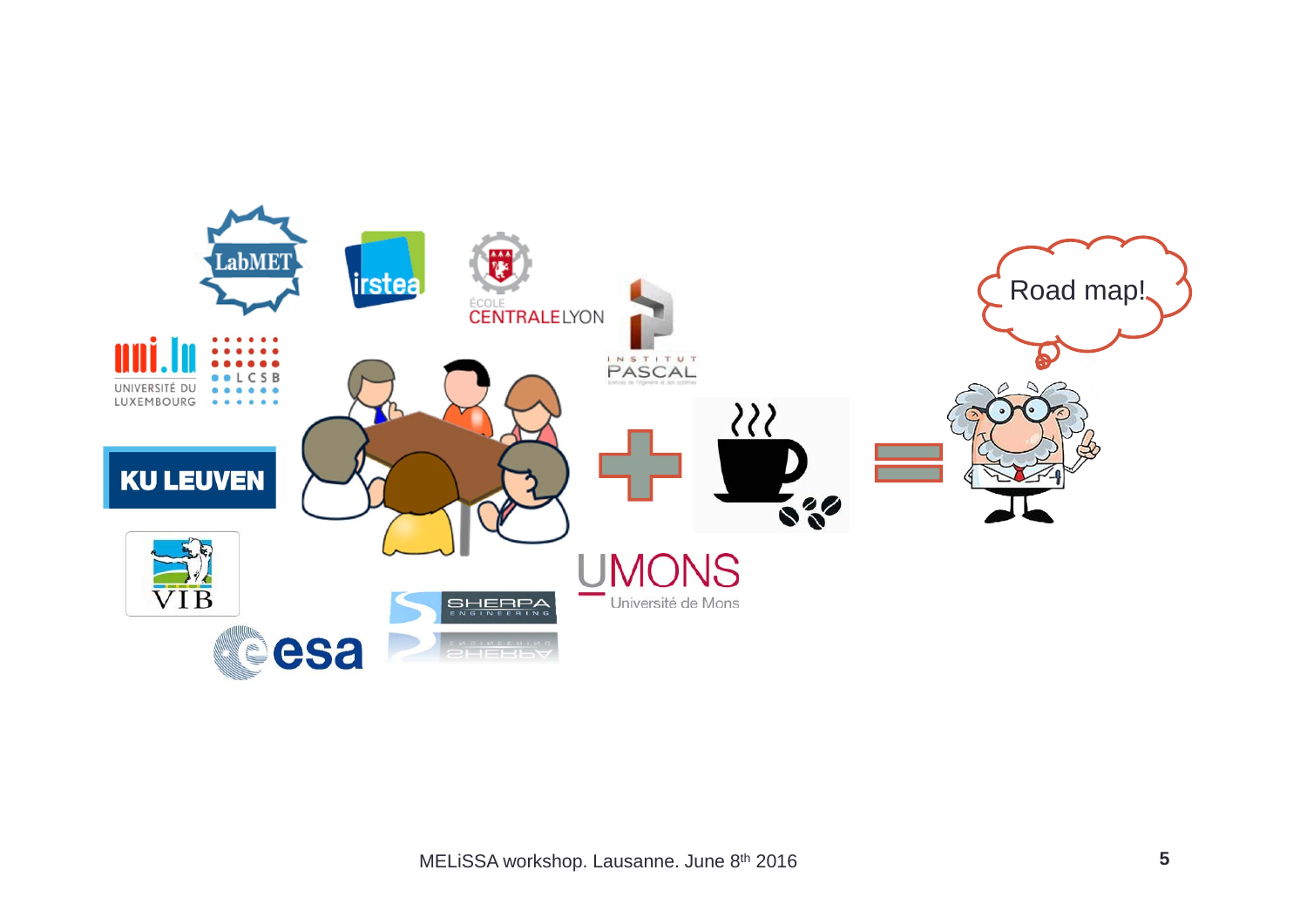Road map!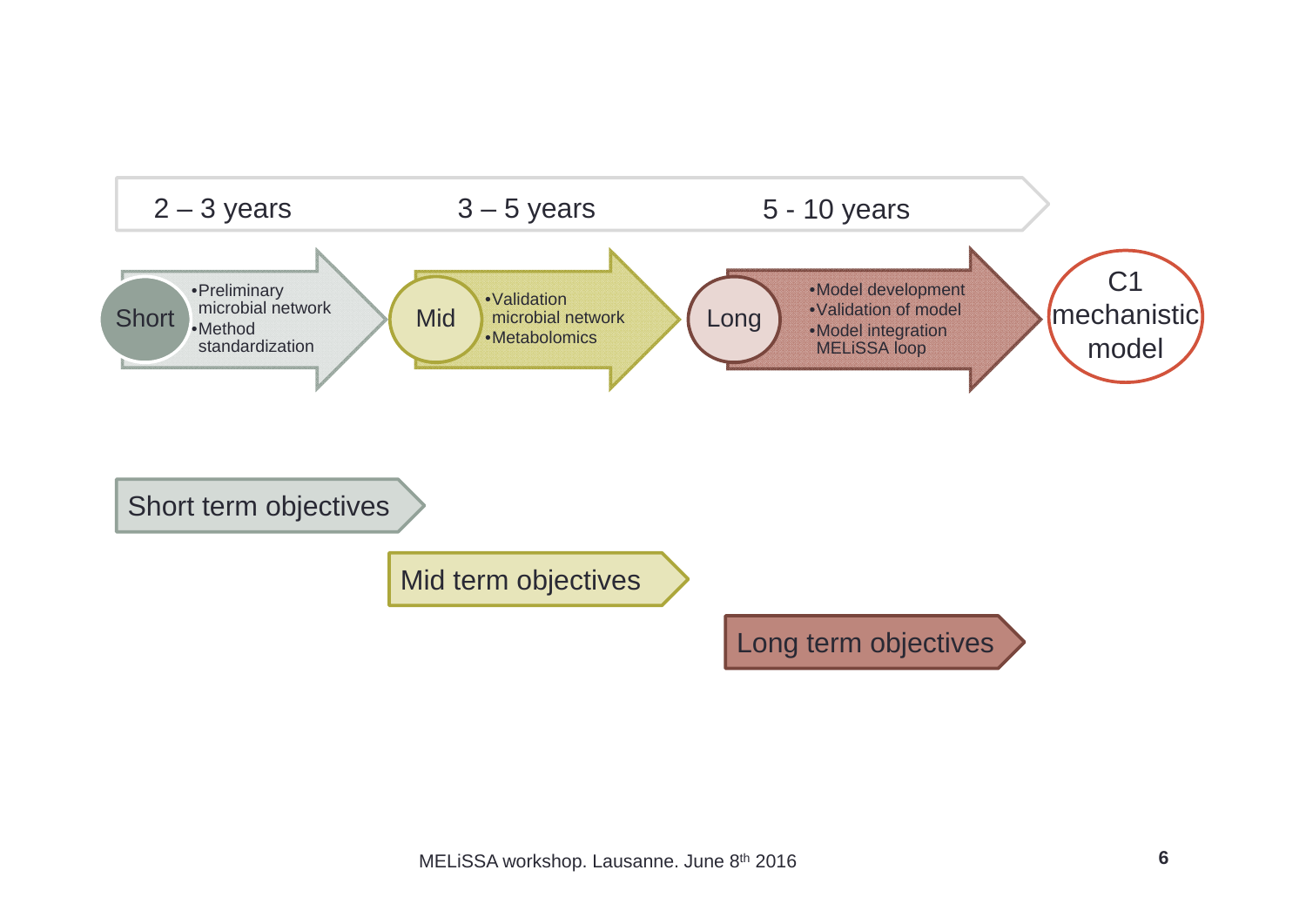2 – 3 years | 3 – 5 years | 5 - 10 years

**Short**
- Preliminary microbial network
- Method standardization

**Mid**
- Validation microbial network
- Metabolomics

**Long**
- Model development
- Validation of model
- Model integration MELiSSA loop

**C1 mechanistic model**

Short term objectives

Mid term objectives

Long term objectives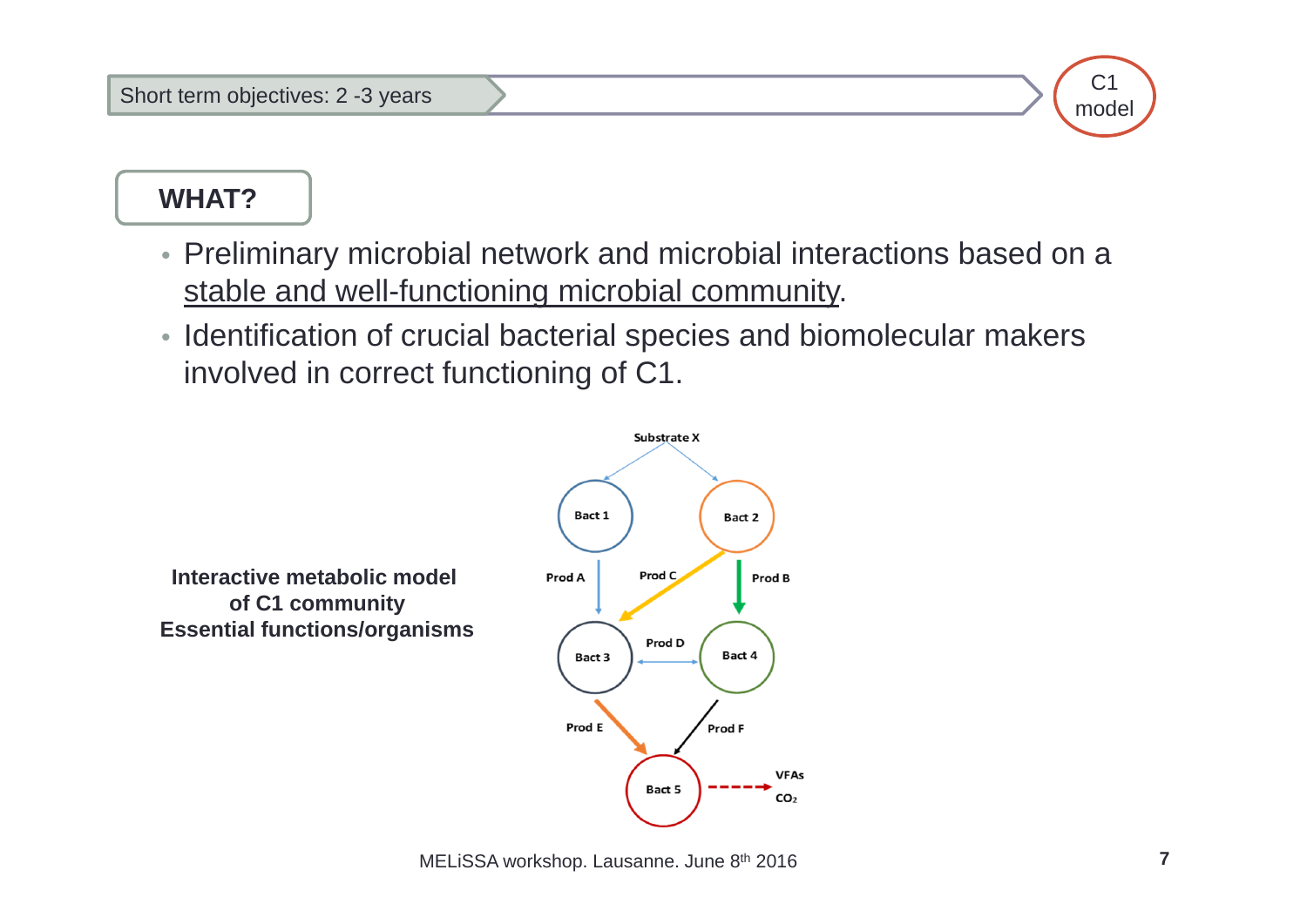Short term objectives: 2 -3 years

C1 model

## WHAT?

- Preliminary microbial network and microbial interactions based on a stable and well-functioning microbial community.
- Identification of crucial bacterial species and biomolecular makers involved in correct functioning of C1.

**Interactive metabolic model of C1 community**
**Essential functions/organisms**

Substrate X

Bact 1, Bact 2, Bact 3, Bact 4, Bact 5

Prod A, Prod B, Prod C, Prod D, Prod E, Prod F

VFAs

$CO_2$

MELiSSA workshop. Lausanne. June 8th 2016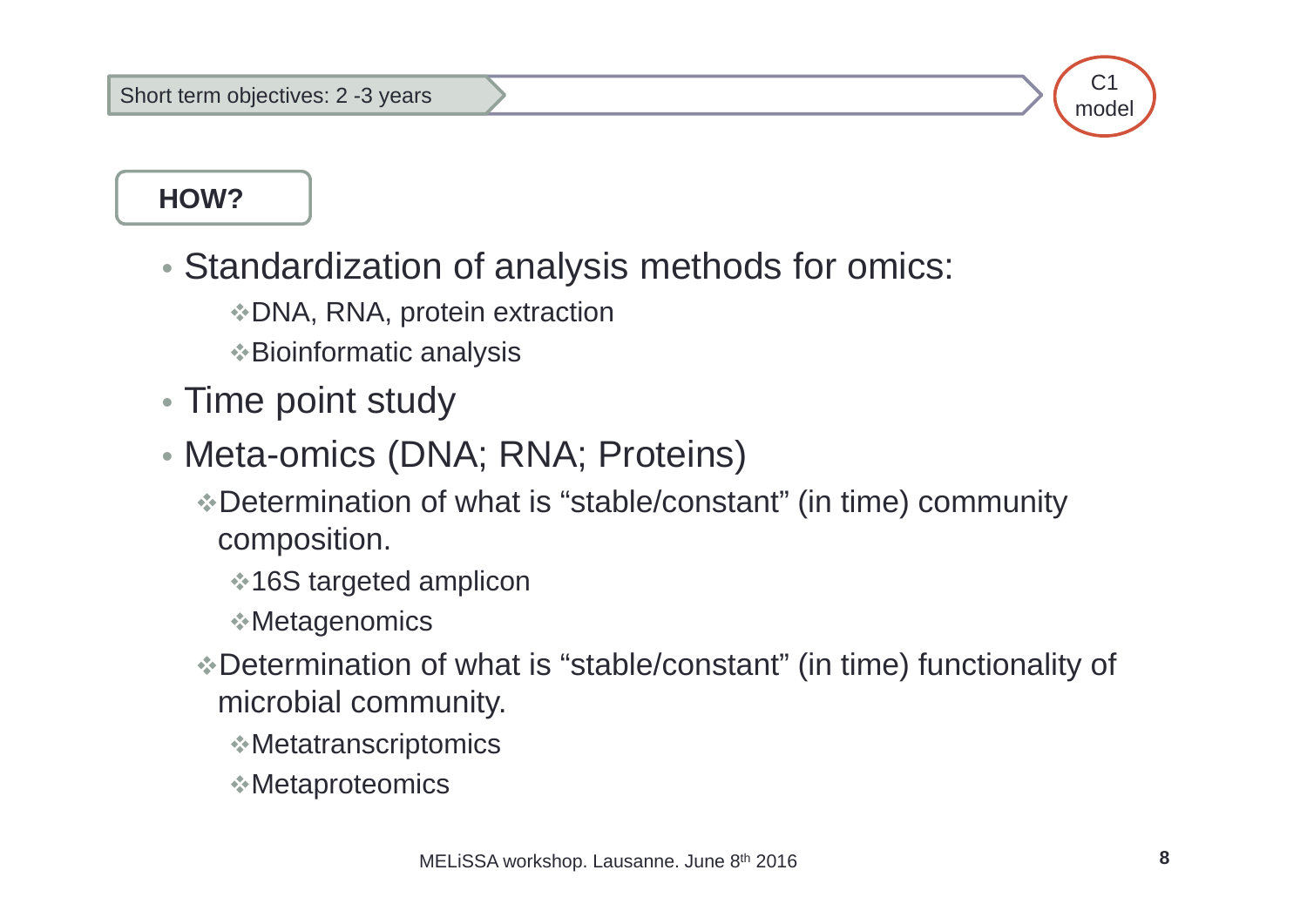Short term objectives: 2 -3 years

C1 model

**HOW?**

- Standardization of analysis methods for omics:
  - DNA, RNA, protein extraction
  - Bioinformatic analysis
- Time point study
- Meta-omics (DNA; RNA; Proteins)
  - Determination of what is “stable/constant” (in time) community composition.
    - 16S targeted amplicon
    - Metagenomics
  - Determination of what is “stable/constant” (in time) functionality of microbial community.
    - Metatranscriptomics
    - Metaproteomics

MELiSSA workshop. Lausanne. June 8th 2016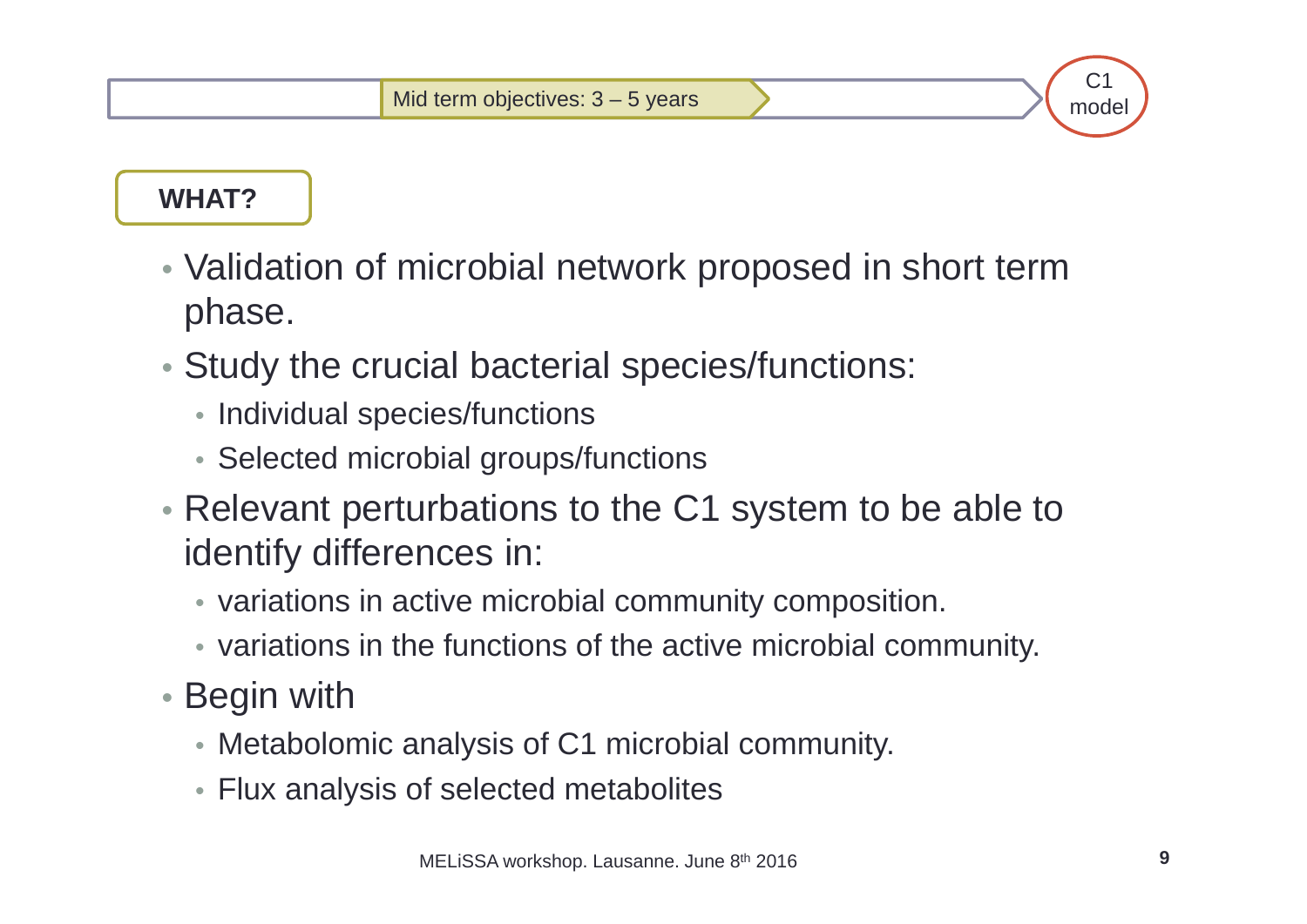Mid term objectives: 3 – 5 years

C1 model

**WHAT?**

- Validation of microbial network proposed in short term phase.
- Study the crucial bacterial species/functions:
  - Individual species/functions
  - Selected microbial groups/functions
- Relevant perturbations to the C1 system to be able to identify differences in:
  - variations in active microbial community composition.
  - variations in the functions of the active microbial community.
- Begin with
  - Metabolomic analysis of C1 microbial community.
  - Flux analysis of selected metabolites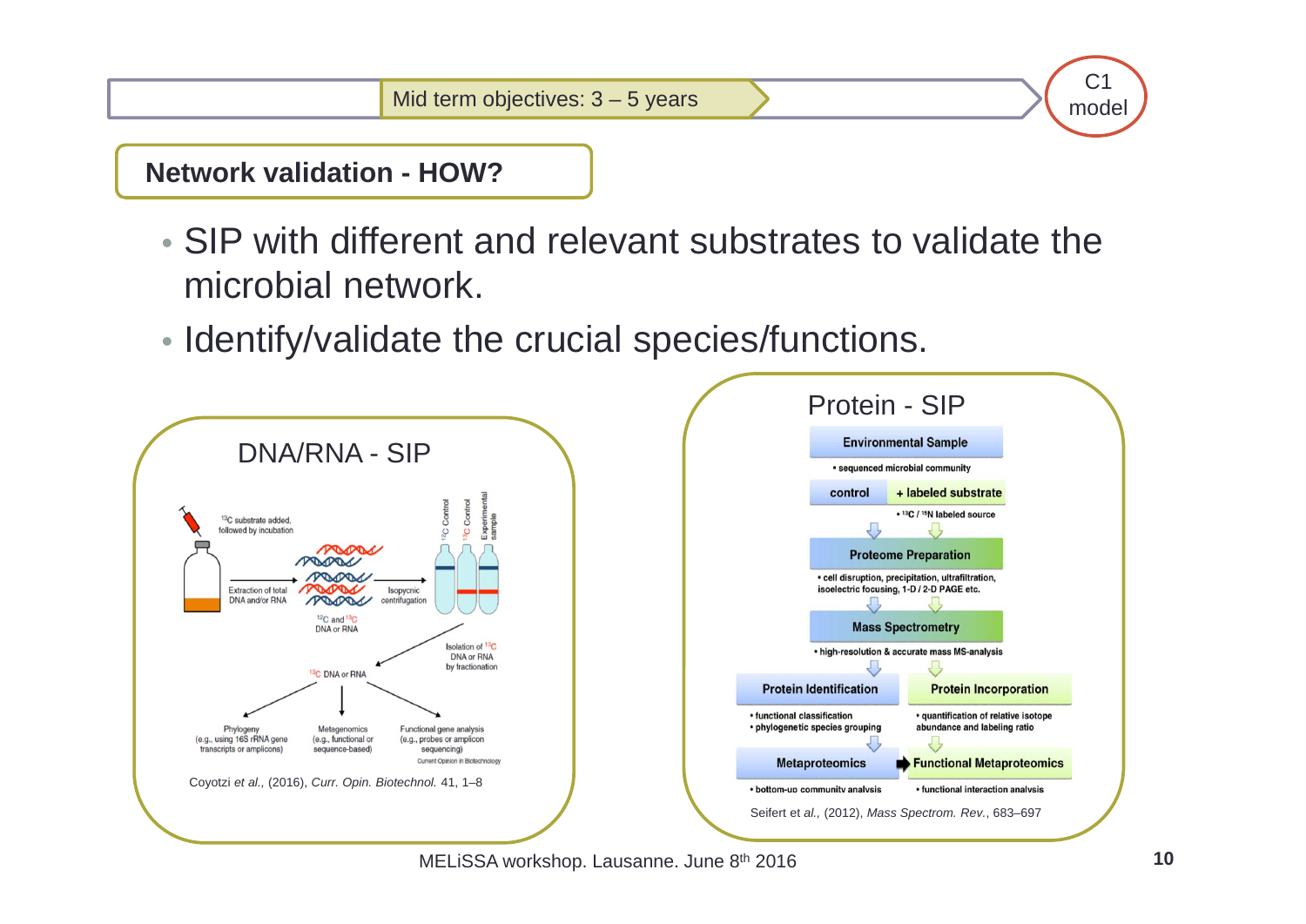Mid term objectives: 3 – 5 years

C1 model

## Network validation - HOW?

- SIP with different and relevant substrates to validate the microbial network.
- Identify/validate the crucial species/functions.

### DNA/RNA - SIP

$^{13}C$ substrate added, followed by incubation

Extraction of total DNA and/or RNA

$^{12}C$ and $^{13}C$ DNA or RNA

Isopycnic centrifugation

$^{12}C$ Control | $^{13}C$ Control | Experimental sample

Isolation of $^{13}C$ DNA or RNA by fractionation

$^{13}C$ DNA or RNA

- Phylogeny (e.g., using 16S rRNA gene transcripts or amplicons)
- Metagenomics (e.g., functional or sequence-based)
- Functional gene analysis (e.g., probes or amplicon sequencing)

Current Opinion in Biotechnology

Coyotzi *et al.*, (2016), *Curr. Opin. Biotechnol.* 41, 1–8

### Protein - SIP

**Environmental Sample**
- sequenced microbial community

**control** | **+ labeled substrate**
- $^{13}C$ / $^{15}N$ labeled source

**Proteome Preparation**
- cell disruption, precipitation, ultrafiltration, isoelectric focusing, 1-D / 2-D PAGE etc.

**Mass Spectrometry**
- high-resolution & accurate mass MS-analysis

**Protein Identification**
- functional classification
- phylogenetic species grouping

**Protein Incorporation**
- quantification of relative isotope abundance and labeling ratio

**Metaproteomics**
- bottom-up community analysis

**Functional Metaproteomics**
- functional interaction analysis

Seifert et *al.*, (2012), *Mass Spectrom. Rev.*, 683–697

MELiSSA workshop. Lausanne. June 8th 2016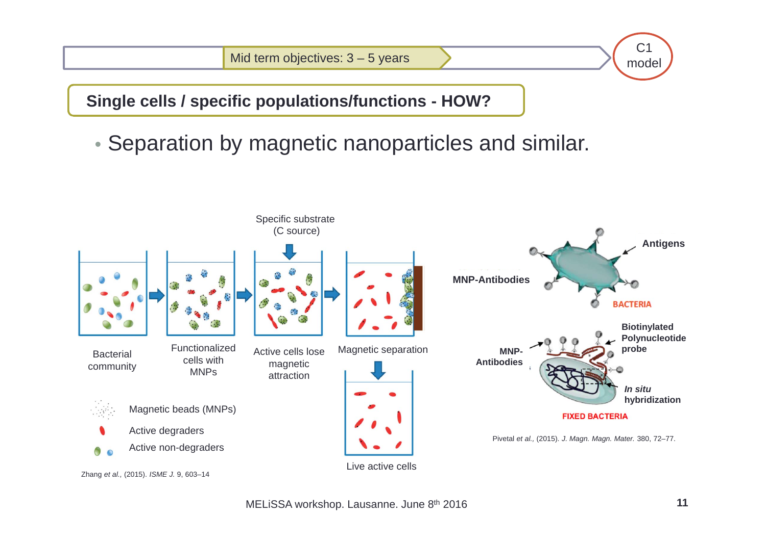Mid term objectives: 3 – 5 years

C1 model

## Single cells / specific populations/functions - HOW?

- Separation by magnetic nanoparticles and similar.

Specific substrate (C source)

Bacterial community → Functionalized cells with MNPs → Active cells lose magnetic attraction → Magnetic separation → Live active cells

Magnetic beads (MNPs)

Active degraders

Active non-degraders

Zhang *et al.,* (2015). *ISME J.* 9, 603–14

MNP-Antibodies

Antigens

BACTERIA

MNP-Antibodies

Biotinylated Polynucleotide probe

*In situ* hybridization

FIXED BACTERIA

Pivetal *et al.,* (2015). *J. Magn. Magn. Mater.* 380, 72–77.

MELiSSA workshop. Lausanne. June 8th 2016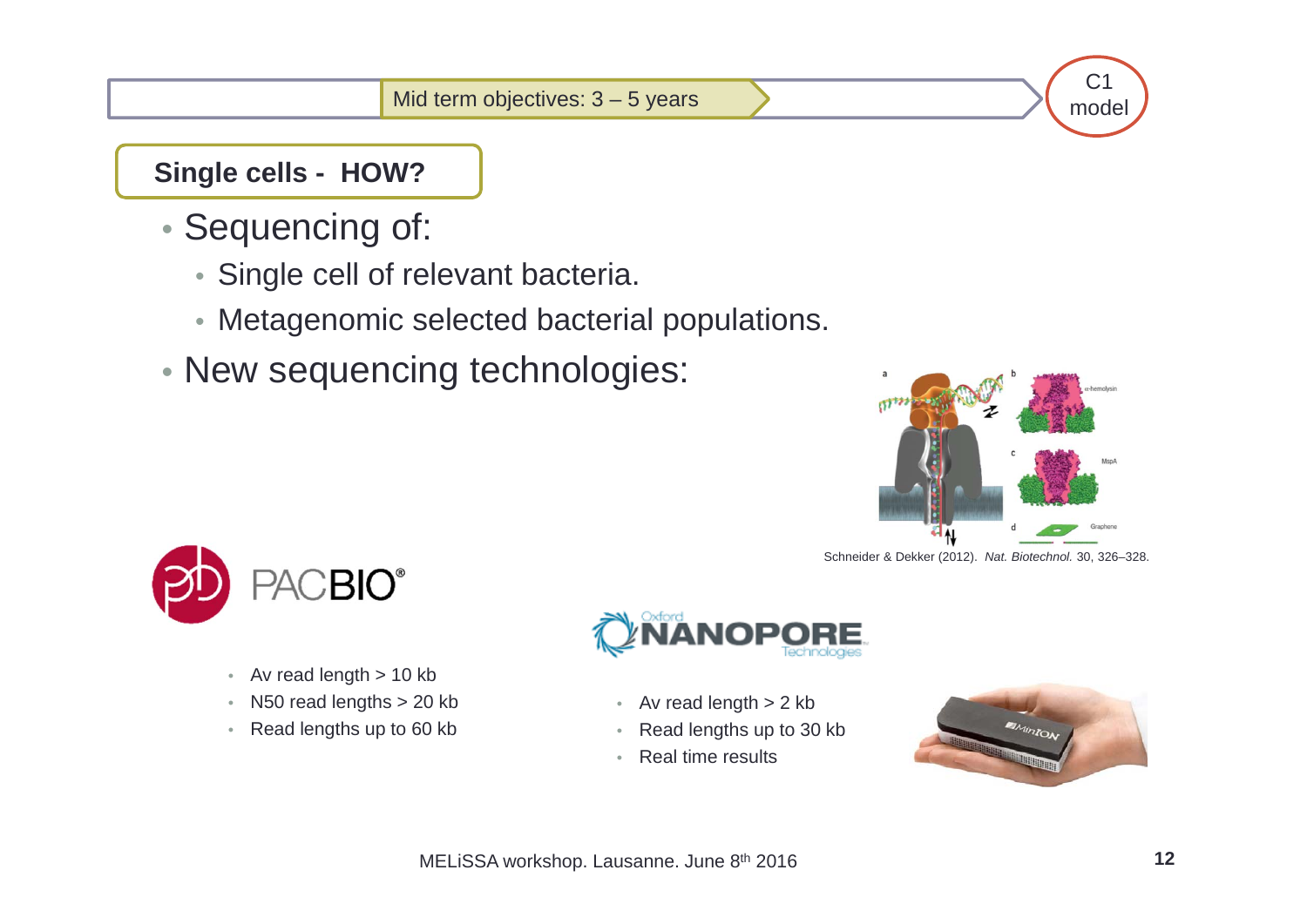Mid term objectives: 3 – 5 years

C1 model

## Single cells - HOW?

- Sequencing of:
  - Single cell of relevant bacteria.
  - Metagenomic selected bacterial populations.
- New sequencing technologies:

Schneider & Dekker (2012). *Nat. Biotechnol.* 30, 326–328.

**PACBIO®**

- Av read length > 10 kb
- N50 read lengths > 20 kb
- Read lengths up to 60 kb

**Oxford NANOPORE Technologies**

- Av read length > 2 kb
- Read lengths up to 30 kb
- Real time results

MELiSSA workshop. Lausanne. June 8th 2016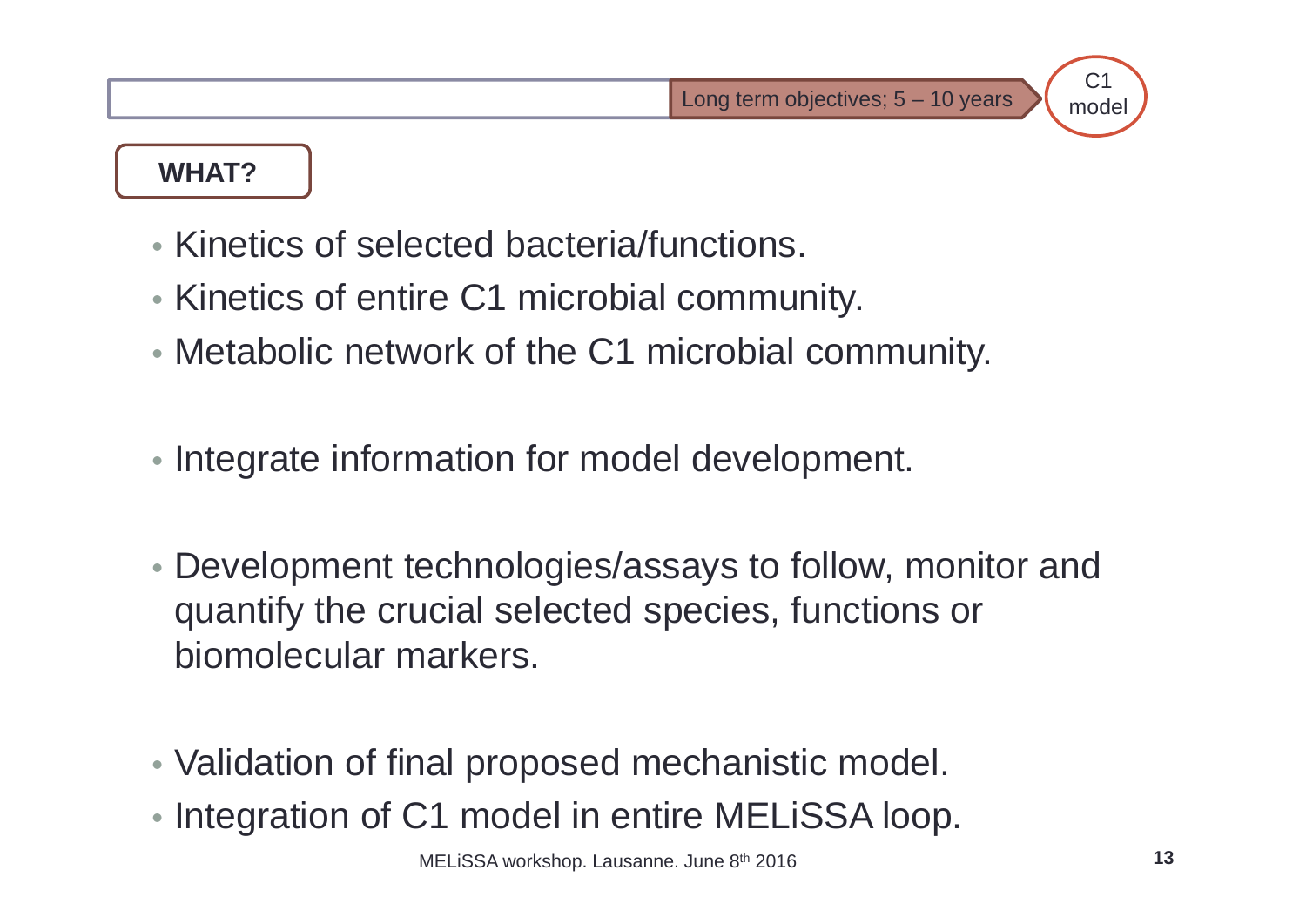Long term objectives; 5 – 10 years

C1 model

## WHAT?

- Kinetics of selected bacteria/functions.
- Kinetics of entire C1 microbial community.
- Metabolic network of the C1 microbial community.

- Integrate information for model development.

- Development technologies/assays to follow, monitor and quantify the crucial selected species, functions or biomolecular markers.

- Validation of final proposed mechanistic model.
- Integration of C1 model in entire MELiSSA loop.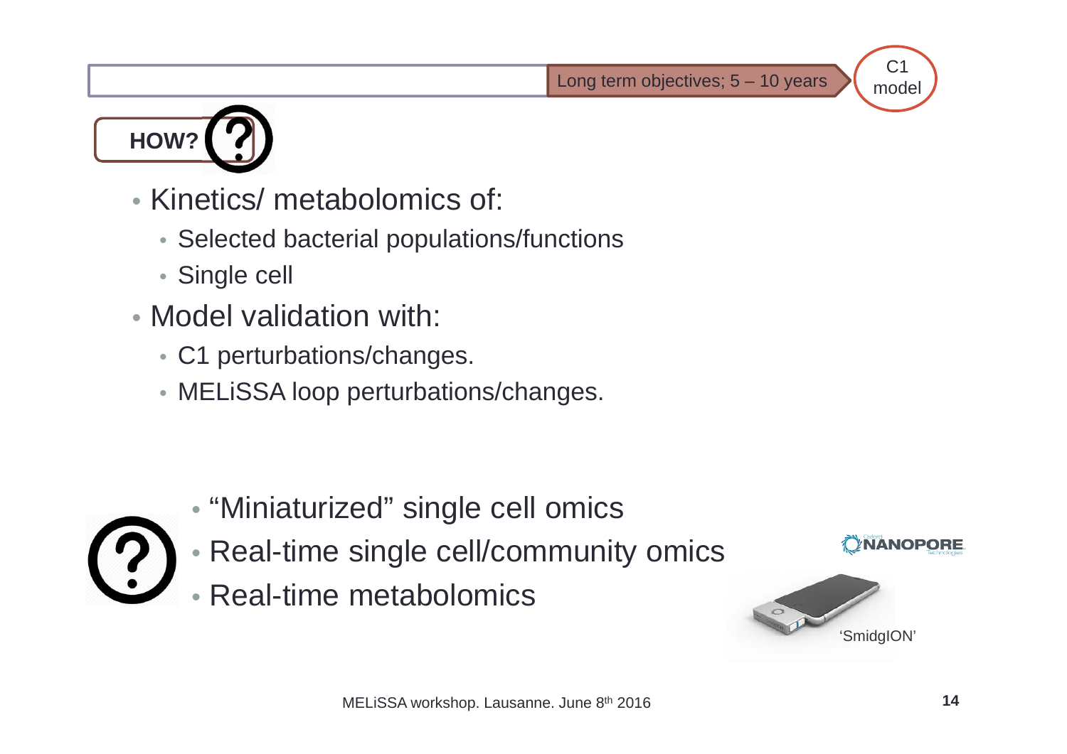Long term objectives; 5 – 10 years

C1 model

**HOW?**

- Kinetics/ metabolomics of:
  - Selected bacterial populations/functions
  - Single cell
- Model validation with:
  - C1 perturbations/changes.
  - MELiSSA loop perturbations/changes.

- "Miniaturized" single cell omics
- Real-time single cell/community omics
- Real-time metabolomics

NANOPORE

'SmidgION'

MELiSSA workshop. Lausanne. June 8th 2016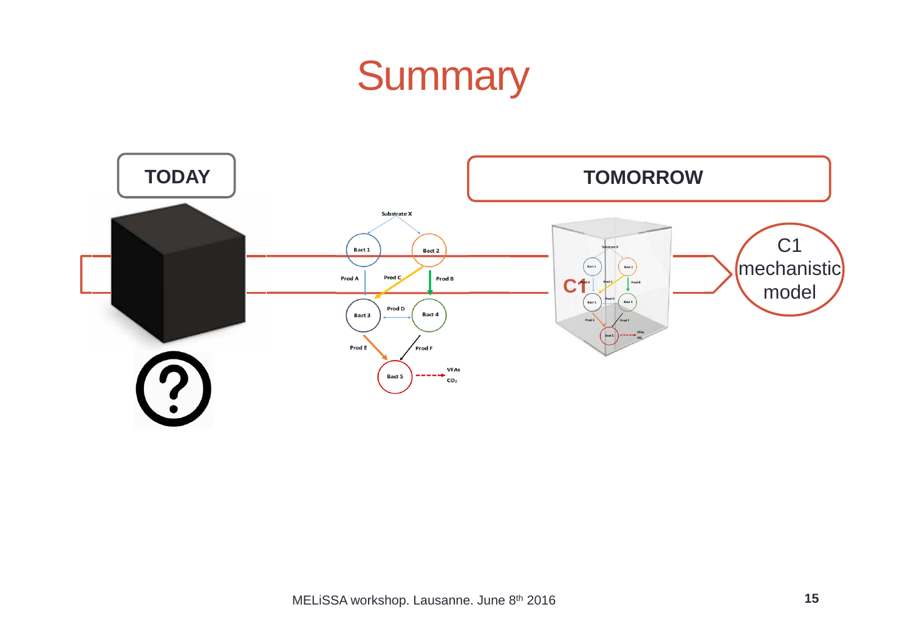# Summary

**TODAY**

**TOMORROW**

Substrate X

Bact 1

Bact 2

Prod A

Prod C

Prod B

Bact 3

Prod D

Bact 4

Prod E

Prod F

Bact 5

VFAs

$CO_2$

C1

C1 mechanistic model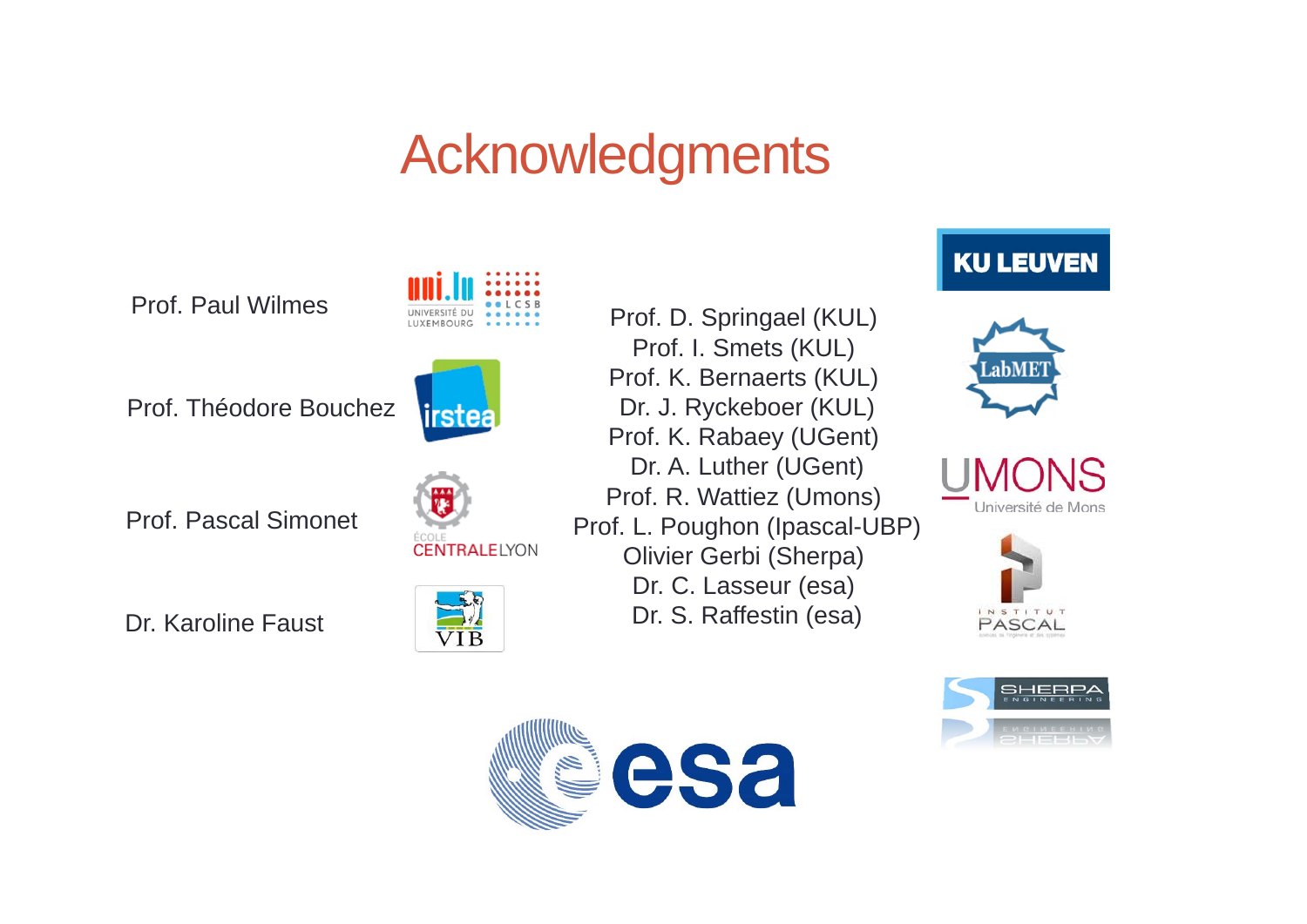# Acknowledgments

Prof. Paul Wilmes

Prof. Théodore Bouchez

Prof. Pascal Simonet

Dr. Karoline Faust

Prof. D. Springael (KUL)
Prof. I. Smets (KUL)
Prof. K. Bernaerts (KUL)
Dr. J. Ryckeboer (KUL)
Prof. K. Rabaey (UGent)
Dr. A. Luther (UGent)
Prof. R. Wattiez (Umons)
Prof. L. Poughon (Ipascal-UBP)
Olivier Gerbi (Sherpa)
Dr. C. Lasseur (esa)
Dr. S. Raffestin (esa)